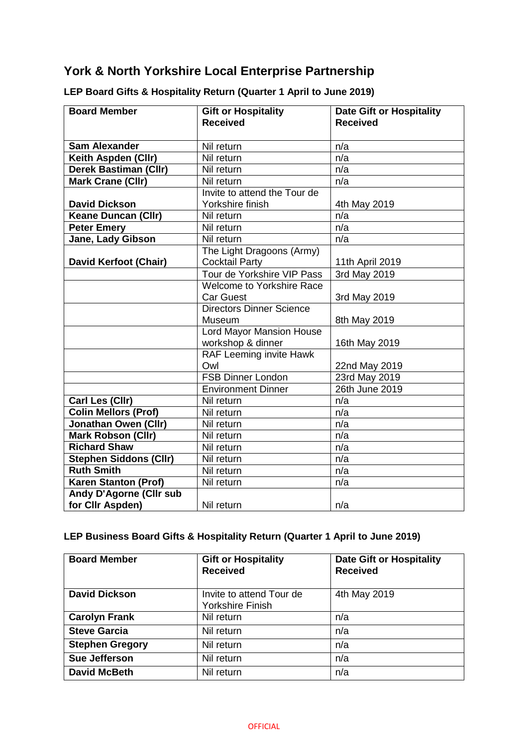# York & North Yorkshire Local Enterprise Partnership

### LEP Board Gifts & Hospitality Return (Quarter 1 April to June 2019)

| Board Member | Gift or Hospitality Received | Date Gift or Hospitality Received |
|---|---|---|
| **Sam Alexander** | Nil return | n/a |
| **Keith Aspden (Cllr)** | Nil return | n/a |
| **Derek Bastiman (Cllr)** | Nil return | n/a |
| **Mark Crane (Cllr)** | Nil return | n/a |
| **David Dickson** | Invite to attend the Tour de Yorkshire finish | 4th May 2019 |
| **Keane Duncan (Cllr)** | Nil return | n/a |
| **Peter Emery** | Nil return | n/a |
| **Jane, Lady Gibson** | Nil return | n/a |
| **David Kerfoot (Chair)** | The Light Dragoons (Army) Cocktail Party | 11th April 2019 |
| | Tour de Yorkshire VIP Pass | 3rd May 2019 |
| | Welcome to Yorkshire Race Car Guest | 3rd May 2019 |
| | Directors Dinner Science Museum | 8th May 2019 |
| | Lord Mayor Mansion House workshop & dinner | 16th May 2019 |
| | RAF Leeming invite Hawk Owl | 22nd May 2019 |
| | FSB Dinner London | 23rd May 2019 |
| | Environment Dinner | 26th June 2019 |
| **Carl Les (Cllr)** | Nil return | n/a |
| **Colin Mellors (Prof)** | Nil return | n/a |
| **Jonathan Owen (Cllr)** | Nil return | n/a |
| **Mark Robson (Cllr)** | Nil return | n/a |
| **Richard Shaw** | Nil return | n/a |
| **Stephen Siddons (Cllr)** | Nil return | n/a |
| **Ruth Smith** | Nil return | n/a |
| **Karen Stanton (Prof)** | Nil return | n/a |
| **Andy D'Agorne (Cllr sub for Cllr Aspden)** | Nil return | n/a |

### LEP Business Board Gifts & Hospitality Return (Quarter 1 April to June 2019)

| Board Member | Gift or Hospitality Received | Date Gift or Hospitality Received |
|---|---|---|
| **David Dickson** | Invite to attend Tour de Yorkshire Finish | 4th May 2019 |
| **Carolyn Frank** | Nil return | n/a |
| **Steve Garcia** | Nil return | n/a |
| **Stephen Gregory** | Nil return | n/a |
| **Sue Jefferson** | Nil return | n/a |
| **David McBeth** | Nil return | n/a |

OFFICIAL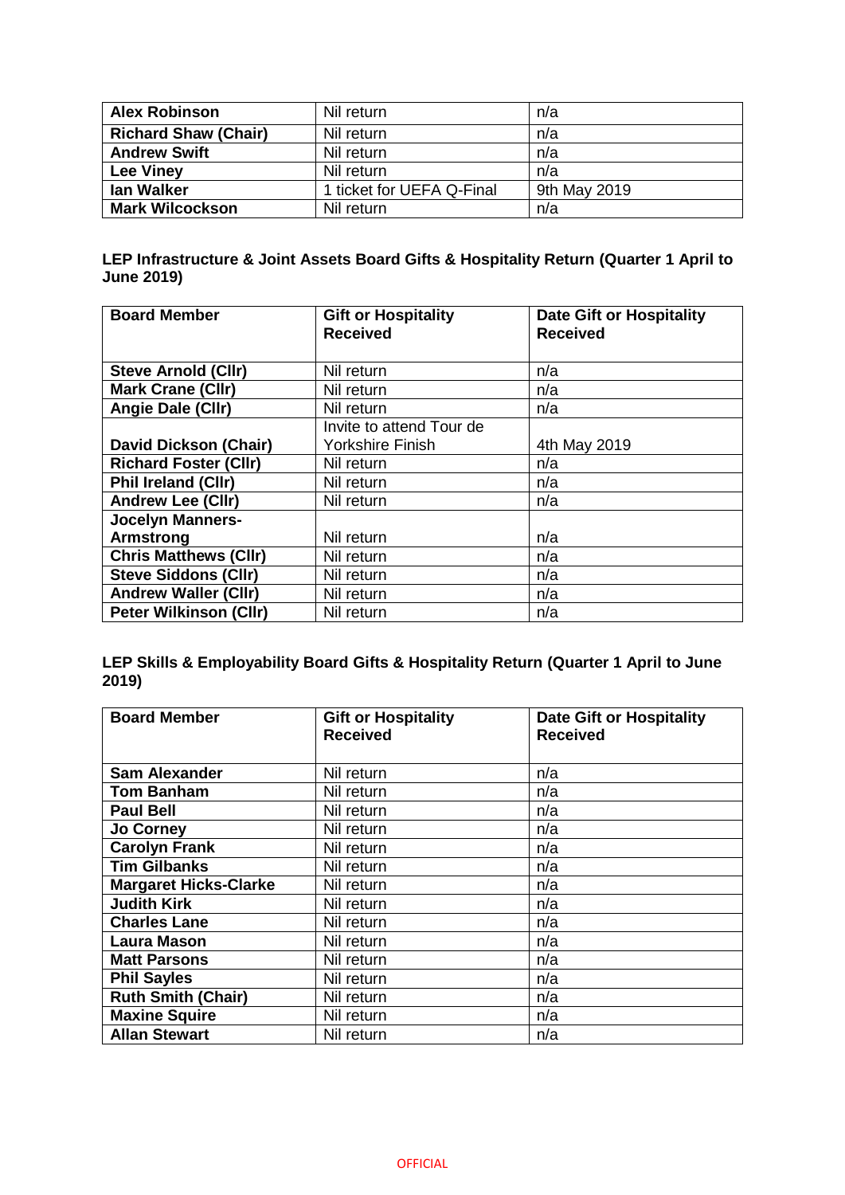| **Alex Robinson** | Nil return | n/a |
|---|---|---|
| **Richard Shaw (Chair)** | Nil return | n/a |
| **Andrew Swift** | Nil return | n/a |
| **Lee Viney** | Nil return | n/a |
| **Ian Walker** | 1 ticket for UEFA Q-Final | 9th May 2019 |
| **Mark Wilcockson** | Nil return | n/a |

**LEP Infrastructure & Joint Assets Board Gifts & Hospitality Return (Quarter 1 April to June 2019)**

| **Board Member** | **Gift or Hospitality Received** | **Date Gift or Hospitality Received** |
|---|---|---|
| **Steve Arnold (Cllr)** | Nil return | n/a |
| **Mark Crane (Cllr)** | Nil return | n/a |
| **Angie Dale (Cllr)** | Nil return | n/a |
| **David Dickson (Chair)** | Invite to attend Tour de Yorkshire Finish | 4th May 2019 |
| **Richard Foster (Cllr)** | Nil return | n/a |
| **Phil Ireland (Cllr)** | Nil return | n/a |
| **Andrew Lee (Cllr)** | Nil return | n/a |
| **Jocelyn Manners-Armstrong** | Nil return | n/a |
| **Chris Matthews (Cllr)** | Nil return | n/a |
| **Steve Siddons (Cllr)** | Nil return | n/a |
| **Andrew Waller (Cllr)** | Nil return | n/a |
| **Peter Wilkinson (Cllr)** | Nil return | n/a |

**LEP Skills & Employability Board Gifts & Hospitality Return (Quarter 1 April to June 2019)**

| **Board Member** | **Gift or Hospitality Received** | **Date Gift or Hospitality Received** |
|---|---|---|
| **Sam Alexander** | Nil return | n/a |
| **Tom Banham** | Nil return | n/a |
| **Paul Bell** | Nil return | n/a |
| **Jo Corney** | Nil return | n/a |
| **Carolyn Frank** | Nil return | n/a |
| **Tim Gilbanks** | Nil return | n/a |
| **Margaret Hicks-Clarke** | Nil return | n/a |
| **Judith Kirk** | Nil return | n/a |
| **Charles Lane** | Nil return | n/a |
| **Laura Mason** | Nil return | n/a |
| **Matt Parsons** | Nil return | n/a |
| **Phil Sayles** | Nil return | n/a |
| **Ruth Smith (Chair)** | Nil return | n/a |
| **Maxine Squire** | Nil return | n/a |
| **Allan Stewart** | Nil return | n/a |

OFFICIAL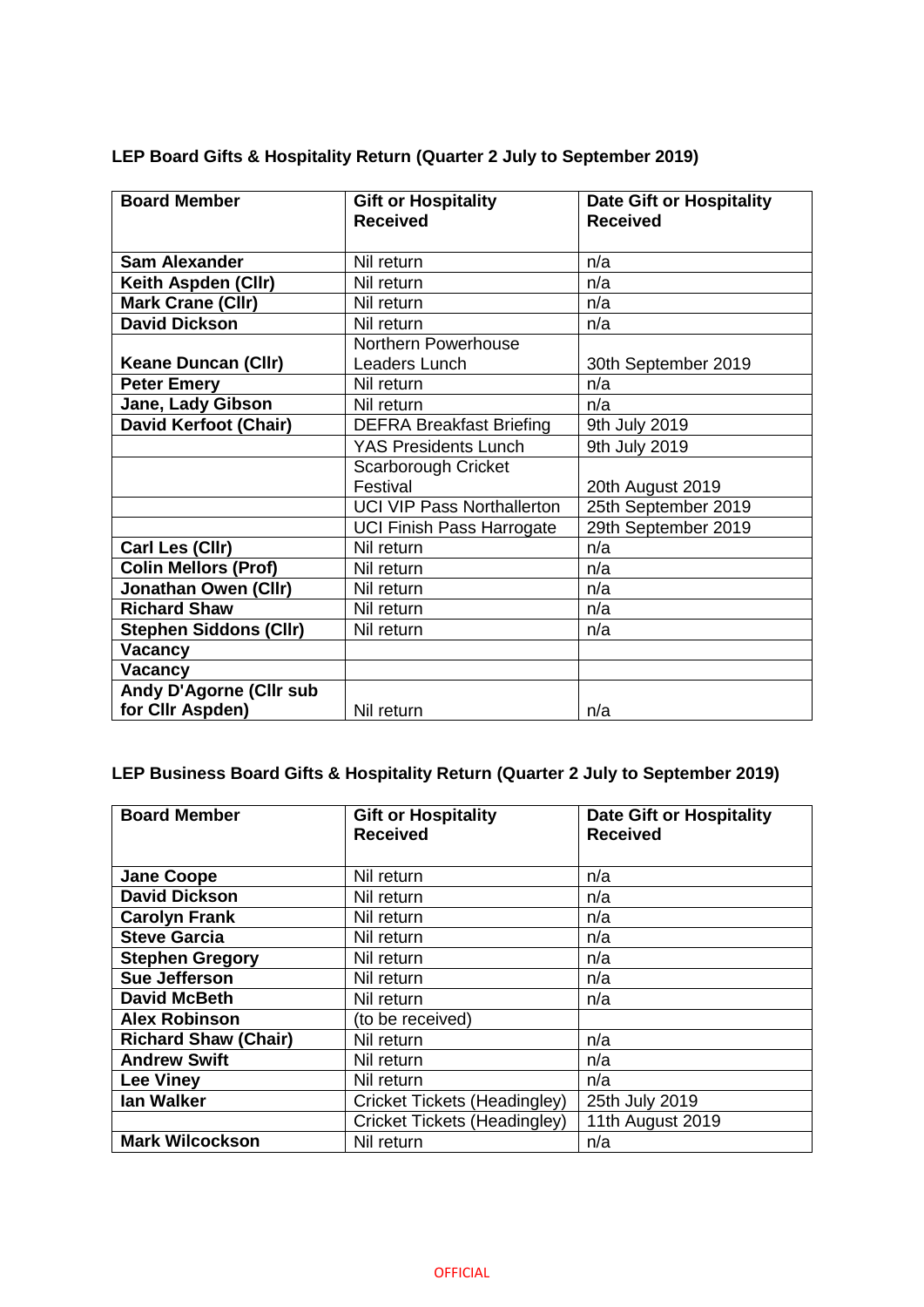**LEP Board Gifts & Hospitality Return (Quarter 2 July to September 2019)**

| Board Member | Gift or Hospitality Received | Date Gift or Hospitality Received |
|---|---|---|
| **Sam Alexander** | Nil return | n/a |
| **Keith Aspden (Cllr)** | Nil return | n/a |
| **Mark Crane (Cllr)** | Nil return | n/a |
| **David Dickson** | Nil return | n/a |
| **Keane Duncan (Cllr)** | Northern Powerhouse Leaders Lunch | 30th September 2019 |
| **Peter Emery** | Nil return | n/a |
| **Jane, Lady Gibson** | Nil return | n/a |
| **David Kerfoot (Chair)** | DEFRA Breakfast Briefing | 9th July 2019 |
| | YAS Presidents Lunch | 9th July 2019 |
| | Scarborough Cricket Festival | 20th August 2019 |
| | UCI VIP Pass Northallerton | 25th September 2019 |
| | UCI Finish Pass Harrogate | 29th September 2019 |
| **Carl Les (Cllr)** | Nil return | n/a |
| **Colin Mellors (Prof)** | Nil return | n/a |
| **Jonathan Owen (Cllr)** | Nil return | n/a |
| **Richard Shaw** | Nil return | n/a |
| **Stephen Siddons (Cllr)** | Nil return | n/a |
| **Vacancy** | | |
| **Vacancy** | | |
| **Andy D'Agorne (Cllr sub for Cllr Aspden)** | Nil return | n/a |

**LEP Business Board Gifts & Hospitality Return (Quarter 2 July to September 2019)**

| Board Member | Gift or Hospitality Received | Date Gift or Hospitality Received |
|---|---|---|
| **Jane Coope** | Nil return | n/a |
| **David Dickson** | Nil return | n/a |
| **Carolyn Frank** | Nil return | n/a |
| **Steve Garcia** | Nil return | n/a |
| **Stephen Gregory** | Nil return | n/a |
| **Sue Jefferson** | Nil return | n/a |
| **David McBeth** | Nil return | n/a |
| **Alex Robinson** | (to be received) | |
| **Richard Shaw (Chair)** | Nil return | n/a |
| **Andrew Swift** | Nil return | n/a |
| **Lee Viney** | Nil return | n/a |
| **Ian Walker** | Cricket Tickets (Headingley) | 25th July 2019 |
| | Cricket Tickets (Headingley) | 11th August 2019 |
| **Mark Wilcockson** | Nil return | n/a |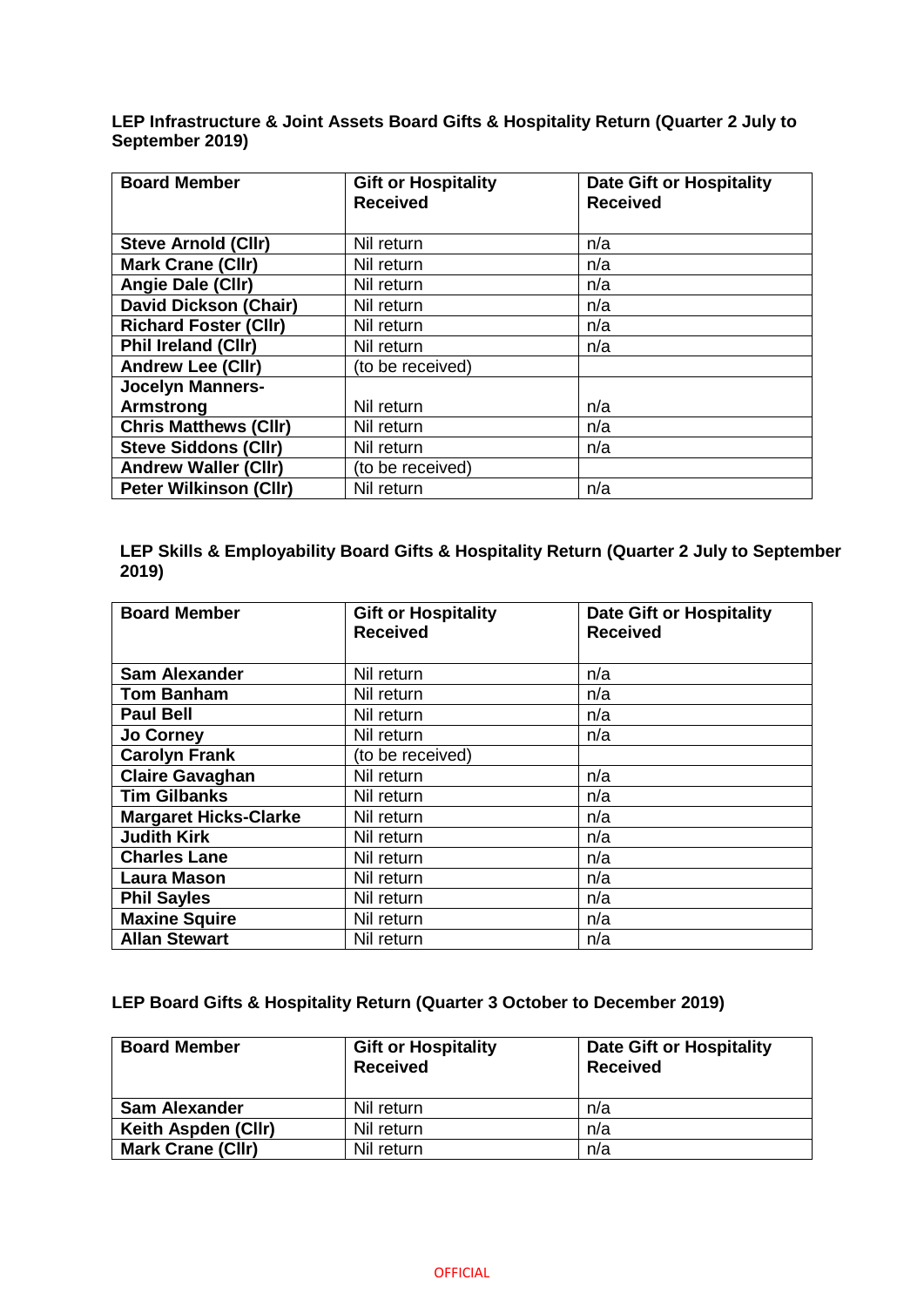**LEP Infrastructure & Joint Assets Board Gifts & Hospitality Return (Quarter 2 July to September 2019)**

| Board Member | Gift or Hospitality Received | Date Gift or Hospitality Received |
|---|---|---|
| **Steve Arnold (Cllr)** | Nil return | n/a |
| **Mark Crane (Cllr)** | Nil return | n/a |
| **Angie Dale (Cllr)** | Nil return | n/a |
| **David Dickson (Chair)** | Nil return | n/a |
| **Richard Foster (Cllr)** | Nil return | n/a |
| **Phil Ireland (Cllr)** | Nil return | n/a |
| **Andrew Lee (Cllr)** | (to be received) | |
| **Jocelyn Manners-Armstrong** | Nil return | n/a |
| **Chris Matthews (Cllr)** | Nil return | n/a |
| **Steve Siddons (Cllr)** | Nil return | n/a |
| **Andrew Waller (Cllr)** | (to be received) | |
| **Peter Wilkinson (Cllr)** | Nil return | n/a |

**LEP Skills & Employability Board Gifts & Hospitality Return (Quarter 2 July to September 2019)**

| Board Member | Gift or Hospitality Received | Date Gift or Hospitality Received |
|---|---|---|
| **Sam Alexander** | Nil return | n/a |
| **Tom Banham** | Nil return | n/a |
| **Paul Bell** | Nil return | n/a |
| **Jo Corney** | Nil return | n/a |
| **Carolyn Frank** | (to be received) | |
| **Claire Gavaghan** | Nil return | n/a |
| **Tim Gilbanks** | Nil return | n/a |
| **Margaret Hicks-Clarke** | Nil return | n/a |
| **Judith Kirk** | Nil return | n/a |
| **Charles Lane** | Nil return | n/a |
| **Laura Mason** | Nil return | n/a |
| **Phil Sayles** | Nil return | n/a |
| **Maxine Squire** | Nil return | n/a |
| **Allan Stewart** | Nil return | n/a |

**LEP Board Gifts & Hospitality Return (Quarter 3 October to December 2019)**

| Board Member | Gift or Hospitality Received | Date Gift or Hospitality Received |
|---|---|---|
| **Sam Alexander** | Nil return | n/a |
| **Keith Aspden (Cllr)** | Nil return | n/a |
| **Mark Crane (Cllr)** | Nil return | n/a |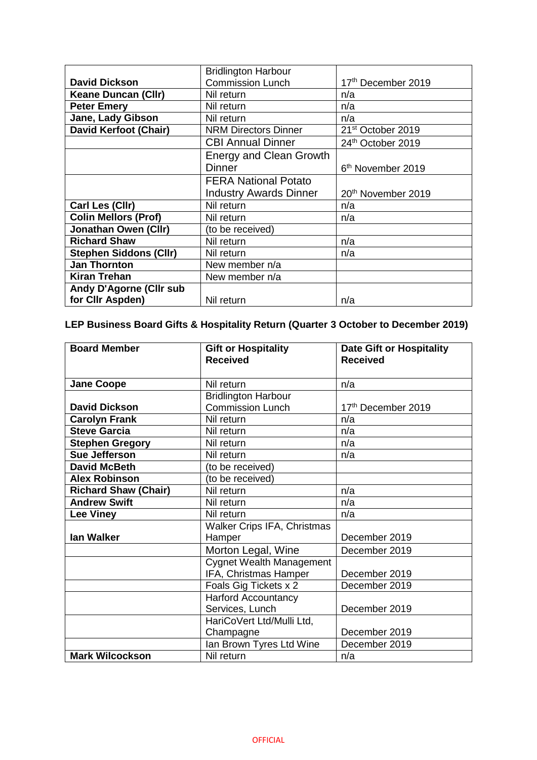| | | |
|---|---|---|
| **David Dickson** | Bridlington Harbour Commission Lunch | 17th December 2019 |
| **Keane Duncan (Cllr)** | Nil return | n/a |
| **Peter Emery** | Nil return | n/a |
| **Jane, Lady Gibson** | Nil return | n/a |
| **David Kerfoot (Chair)** | NRM Directors Dinner | 21st October 2019 |
| | CBI Annual Dinner | 24th October 2019 |
| | Energy and Clean Growth Dinner | 6th November 2019 |
| | FERA National Potato Industry Awards Dinner | 20th November 2019 |
| **Carl Les (Cllr)** | Nil return | n/a |
| **Colin Mellors (Prof)** | Nil return | n/a |
| **Jonathan Owen (Cllr)** | (to be received) | |
| **Richard Shaw** | Nil return | n/a |
| **Stephen Siddons (Cllr)** | Nil return | n/a |
| **Jan Thornton** | New member n/a | |
| **Kiran Trehan** | New member n/a | |
| **Andy D'Agorne (Cllr sub for Cllr Aspden)** | Nil return | n/a |

**LEP Business Board Gifts & Hospitality Return (Quarter 3 October to December 2019)**

| Board Member | Gift or Hospitality Received | Date Gift or Hospitality Received |
|---|---|---|
| **Jane Coope** | Nil return | n/a |
| **David Dickson** | Bridlington Harbour Commission Lunch | 17th December 2019 |
| **Carolyn Frank** | Nil return | n/a |
| **Steve Garcia** | Nil return | n/a |
| **Stephen Gregory** | Nil return | n/a |
| **Sue Jefferson** | Nil return | n/a |
| **David McBeth** | (to be received) | |
| **Alex Robinson** | (to be received) | |
| **Richard Shaw (Chair)** | Nil return | n/a |
| **Andrew Swift** | Nil return | n/a |
| **Lee Viney** | Nil return | n/a |
| **Ian Walker** | Walker Crips IFA, Christmas Hamper | December 2019 |
| | Morton Legal, Wine | December 2019 |
| | Cygnet Wealth Management IFA, Christmas Hamper | December 2019 |
| | Foals Gig Tickets x 2 | December 2019 |
| | Harford Accountancy Services, Lunch | December 2019 |
| | HariCoVert Ltd/Mulli Ltd, Champagne | December 2019 |
| | Ian Brown Tyres Ltd Wine | December 2019 |
| **Mark Wilcockson** | Nil return | n/a |

OFFICIAL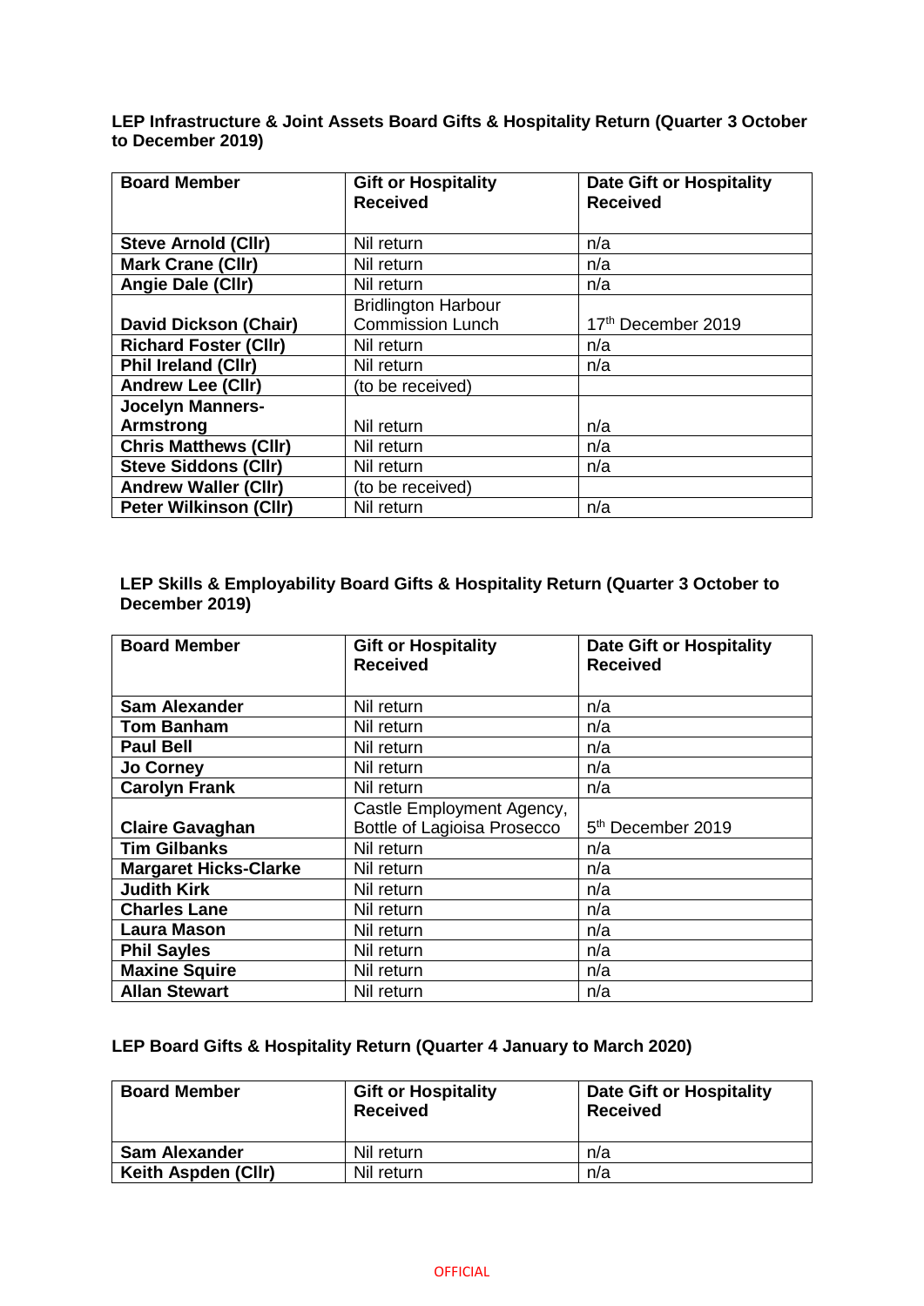**LEP Infrastructure & Joint Assets Board Gifts & Hospitality Return (Quarter 3 October to December 2019)**

| Board Member | Gift or Hospitality Received | Date Gift or Hospitality Received |
|---|---|---|
| **Steve Arnold (Cllr)** | Nil return | n/a |
| **Mark Crane (Cllr)** | Nil return | n/a |
| **Angie Dale (Cllr)** | Nil return | n/a |
| **David Dickson (Chair)** | Bridlington Harbour Commission Lunch | 17th December 2019 |
| **Richard Foster (Cllr)** | Nil return | n/a |
| **Phil Ireland (Cllr)** | Nil return | n/a |
| **Andrew Lee (Cllr)** | (to be received) | |
| **Jocelyn Manners-Armstrong** | Nil return | n/a |
| **Chris Matthews (Cllr)** | Nil return | n/a |
| **Steve Siddons (Cllr)** | Nil return | n/a |
| **Andrew Waller (Cllr)** | (to be received) | |
| **Peter Wilkinson (Cllr)** | Nil return | n/a |

**LEP Skills & Employability Board Gifts & Hospitality Return (Quarter 3 October to December 2019)**

| Board Member | Gift or Hospitality Received | Date Gift or Hospitality Received |
|---|---|---|
| **Sam Alexander** | Nil return | n/a |
| **Tom Banham** | Nil return | n/a |
| **Paul Bell** | Nil return | n/a |
| **Jo Corney** | Nil return | n/a |
| **Carolyn Frank** | Nil return | n/a |
| **Claire Gavaghan** | Castle Employment Agency, Bottle of Lagioisa Prosecco | 5th December 2019 |
| **Tim Gilbanks** | Nil return | n/a |
| **Margaret Hicks-Clarke** | Nil return | n/a |
| **Judith Kirk** | Nil return | n/a |
| **Charles Lane** | Nil return | n/a |
| **Laura Mason** | Nil return | n/a |
| **Phil Sayles** | Nil return | n/a |
| **Maxine Squire** | Nil return | n/a |
| **Allan Stewart** | Nil return | n/a |

**LEP Board Gifts & Hospitality Return (Quarter 4 January to March 2020)**

| Board Member | Gift or Hospitality Received | Date Gift or Hospitality Received |
|---|---|---|
| **Sam Alexander** | Nil return | n/a |
| **Keith Aspden (Cllr)** | Nil return | n/a |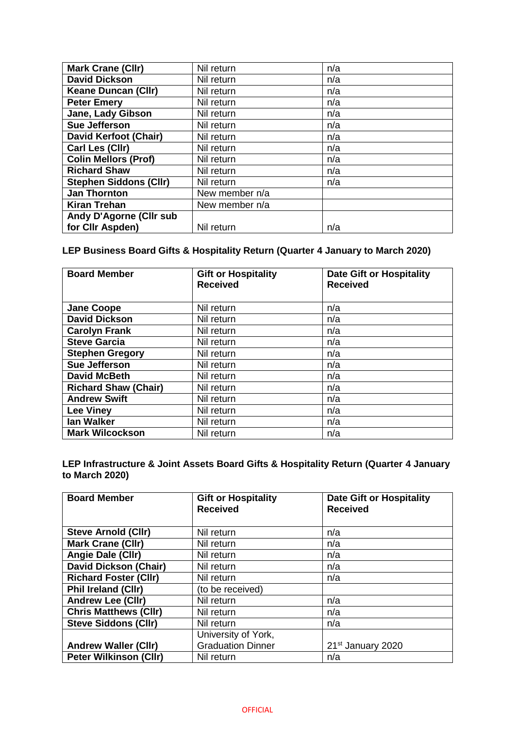| | | |
|---|---|---|
| **Mark Crane (Cllr)** | Nil return | n/a |
| **David Dickson** | Nil return | n/a |
| **Keane Duncan (Cllr)** | Nil return | n/a |
| **Peter Emery** | Nil return | n/a |
| **Jane, Lady Gibson** | Nil return | n/a |
| **Sue Jefferson** | Nil return | n/a |
| **David Kerfoot (Chair)** | Nil return | n/a |
| **Carl Les (Cllr)** | Nil return | n/a |
| **Colin Mellors (Prof)** | Nil return | n/a |
| **Richard Shaw** | Nil return | n/a |
| **Stephen Siddons (Cllr)** | Nil return | n/a |
| **Jan Thornton** | New member n/a | |
| **Kiran Trehan** | New member n/a | |
| **Andy D'Agorne (Cllr sub for Cllr Aspden)** | Nil return | n/a |

**LEP Business Board Gifts & Hospitality Return (Quarter 4 January to March 2020)**

| Board Member | Gift or Hospitality Received | Date Gift or Hospitality Received |
|---|---|---|
| **Jane Coope** | Nil return | n/a |
| **David Dickson** | Nil return | n/a |
| **Carolyn Frank** | Nil return | n/a |
| **Steve Garcia** | Nil return | n/a |
| **Stephen Gregory** | Nil return | n/a |
| **Sue Jefferson** | Nil return | n/a |
| **David McBeth** | Nil return | n/a |
| **Richard Shaw (Chair)** | Nil return | n/a |
| **Andrew Swift** | Nil return | n/a |
| **Lee Viney** | Nil return | n/a |
| **Ian Walker** | Nil return | n/a |
| **Mark Wilcockson** | Nil return | n/a |

**LEP Infrastructure & Joint Assets Board Gifts & Hospitality Return (Quarter 4 January to March 2020)**

| Board Member | Gift or Hospitality Received | Date Gift or Hospitality Received |
|---|---|---|
| **Steve Arnold (Cllr)** | Nil return | n/a |
| **Mark Crane (Cllr)** | Nil return | n/a |
| **Angie Dale (Cllr)** | Nil return | n/a |
| **David Dickson (Chair)** | Nil return | n/a |
| **Richard Foster (Cllr)** | Nil return | n/a |
| **Phil Ireland (Cllr)** | (to be received) | |
| **Andrew Lee (Cllr)** | Nil return | n/a |
| **Chris Matthews (Cllr)** | Nil return | n/a |
| **Steve Siddons (Cllr)** | Nil return | n/a |
| **Andrew Waller (Cllr)** | University of York, Graduation Dinner | 21st January 2020 |
| **Peter Wilkinson (Cllr)** | Nil return | n/a |

OFFICIAL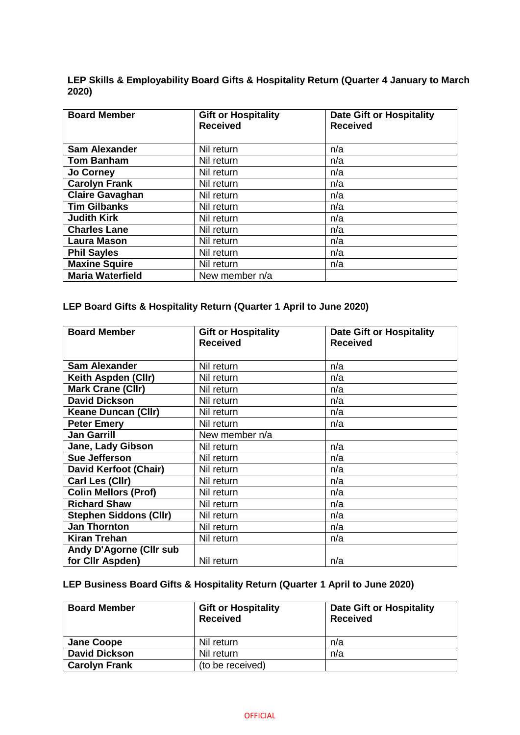**LEP Skills & Employability Board Gifts & Hospitality Return (Quarter 4 January to March 2020)**

| Board Member | Gift or Hospitality Received | Date Gift or Hospitality Received |
|---|---|---|
| **Sam Alexander** | Nil return | n/a |
| **Tom Banham** | Nil return | n/a |
| **Jo Corney** | Nil return | n/a |
| **Carolyn Frank** | Nil return | n/a |
| **Claire Gavaghan** | Nil return | n/a |
| **Tim Gilbanks** | Nil return | n/a |
| **Judith Kirk** | Nil return | n/a |
| **Charles Lane** | Nil return | n/a |
| **Laura Mason** | Nil return | n/a |
| **Phil Sayles** | Nil return | n/a |
| **Maxine Squire** | Nil return | n/a |
| **Maria Waterfield** | New member n/a | |

**LEP Board Gifts & Hospitality Return (Quarter 1 April to June 2020)**

| Board Member | Gift or Hospitality Received | Date Gift or Hospitality Received |
|---|---|---|
| **Sam Alexander** | Nil return | n/a |
| **Keith Aspden (Cllr)** | Nil return | n/a |
| **Mark Crane (Cllr)** | Nil return | n/a |
| **David Dickson** | Nil return | n/a |
| **Keane Duncan (Cllr)** | Nil return | n/a |
| **Peter Emery** | Nil return | n/a |
| **Jan Garrill** | New member n/a | |
| **Jane, Lady Gibson** | Nil return | n/a |
| **Sue Jefferson** | Nil return | n/a |
| **David Kerfoot (Chair)** | Nil return | n/a |
| **Carl Les (Cllr)** | Nil return | n/a |
| **Colin Mellors (Prof)** | Nil return | n/a |
| **Richard Shaw** | Nil return | n/a |
| **Stephen Siddons (Cllr)** | Nil return | n/a |
| **Jan Thornton** | Nil return | n/a |
| **Kiran Trehan** | Nil return | n/a |
| **Andy D'Agorne (Cllr sub for Cllr Aspden)** | Nil return | n/a |

**LEP Business Board Gifts & Hospitality Return (Quarter 1 April to June 2020)**

| Board Member | Gift or Hospitality Received | Date Gift or Hospitality Received |
|---|---|---|
| **Jane Coope** | Nil return | n/a |
| **David Dickson** | Nil return | n/a |
| **Carolyn Frank** | (to be received) | |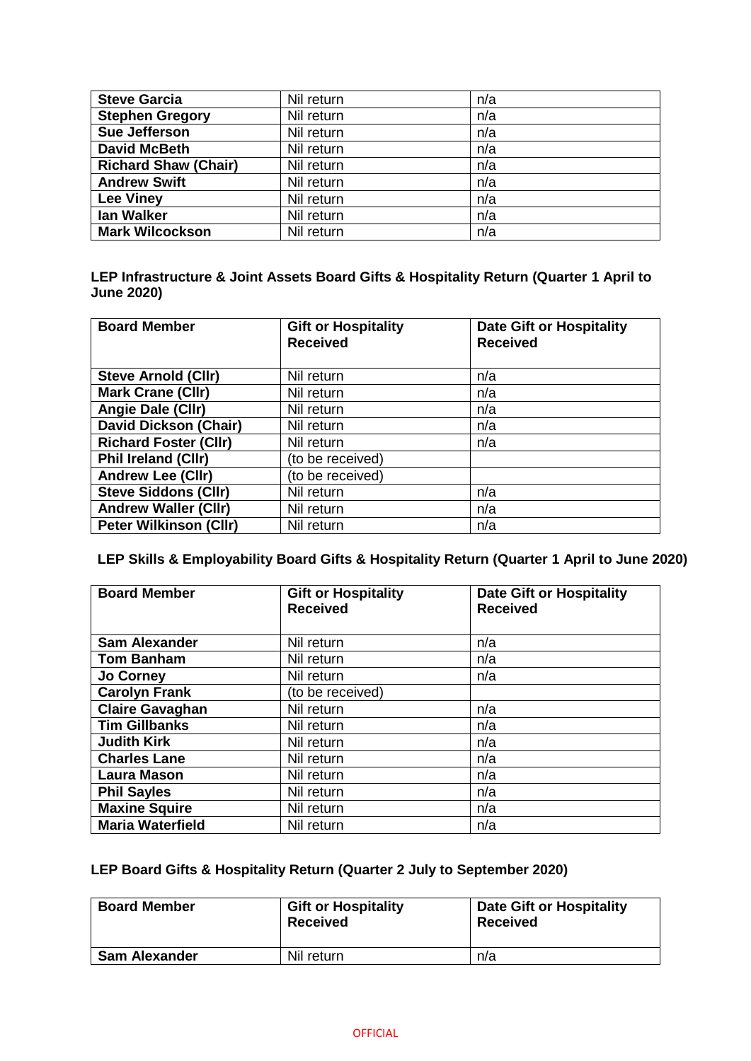| | | |
|---|---|---|
| **Steve Garcia** | Nil return | n/a |
| **Stephen Gregory** | Nil return | n/a |
| **Sue Jefferson** | Nil return | n/a |
| **David McBeth** | Nil return | n/a |
| **Richard Shaw (Chair)** | Nil return | n/a |
| **Andrew Swift** | Nil return | n/a |
| **Lee Viney** | Nil return | n/a |
| **Ian Walker** | Nil return | n/a |
| **Mark Wilcockson** | Nil return | n/a |

**LEP Infrastructure & Joint Assets Board Gifts & Hospitality Return (Quarter 1 April to June 2020)**

| Board Member | Gift or Hospitality Received | Date Gift or Hospitality Received |
|---|---|---|
| **Steve Arnold (Cllr)** | Nil return | n/a |
| **Mark Crane (Cllr)** | Nil return | n/a |
| **Angie Dale (Cllr)** | Nil return | n/a |
| **David Dickson (Chair)** | Nil return | n/a |
| **Richard Foster (Cllr)** | Nil return | n/a |
| **Phil Ireland (Cllr)** | (to be received) | |
| **Andrew Lee (Cllr)** | (to be received) | |
| **Steve Siddons (Cllr)** | Nil return | n/a |
| **Andrew Waller (Cllr)** | Nil return | n/a |
| **Peter Wilkinson (Cllr)** | Nil return | n/a |

**LEP Skills & Employability Board Gifts & Hospitality Return (Quarter 1 April to June 2020)**

| Board Member | Gift or Hospitality Received | Date Gift or Hospitality Received |
|---|---|---|
| **Sam Alexander** | Nil return | n/a |
| **Tom Banham** | Nil return | n/a |
| **Jo Corney** | Nil return | n/a |
| **Carolyn Frank** | (to be received) | |
| **Claire Gavaghan** | Nil return | n/a |
| **Tim Gillbanks** | Nil return | n/a |
| **Judith Kirk** | Nil return | n/a |
| **Charles Lane** | Nil return | n/a |
| **Laura Mason** | Nil return | n/a |
| **Phil Sayles** | Nil return | n/a |
| **Maxine Squire** | Nil return | n/a |
| **Maria Waterfield** | Nil return | n/a |

**LEP Board Gifts & Hospitality Return (Quarter 2 July to September 2020)**

| Board Member | Gift or Hospitality Received | Date Gift or Hospitality Received |
|---|---|---|
| **Sam Alexander** | Nil return | n/a |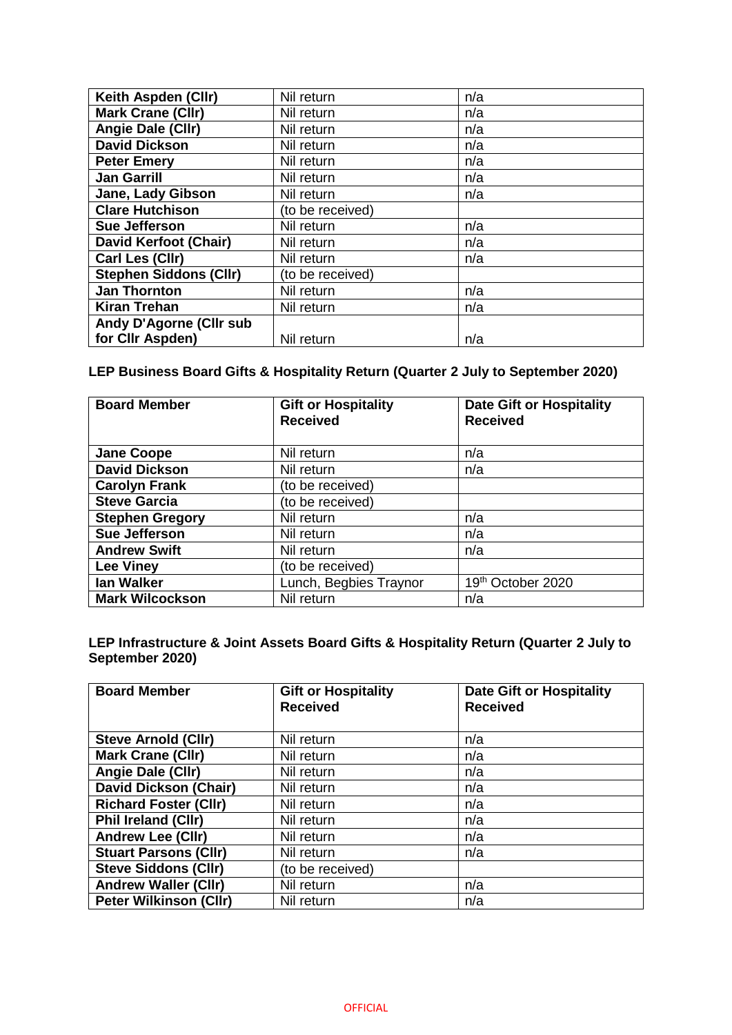| | | |
|---|---|---|
| **Keith Aspden (Cllr)** | Nil return | n/a |
| **Mark Crane (Cllr)** | Nil return | n/a |
| **Angie Dale (Cllr)** | Nil return | n/a |
| **David Dickson** | Nil return | n/a |
| **Peter Emery** | Nil return | n/a |
| **Jan Garrill** | Nil return | n/a |
| **Jane, Lady Gibson** | Nil return | n/a |
| **Clare Hutchison** | (to be received) | |
| **Sue Jefferson** | Nil return | n/a |
| **David Kerfoot (Chair)** | Nil return | n/a |
| **Carl Les (Cllr)** | Nil return | n/a |
| **Stephen Siddons (Cllr)** | (to be received) | |
| **Jan Thornton** | Nil return | n/a |
| **Kiran Trehan** | Nil return | n/a |
| **Andy D'Agorne (Cllr sub for Cllr Aspden)** | Nil return | n/a |

**LEP Business Board Gifts & Hospitality Return (Quarter 2 July to September 2020)**

| Board Member | Gift or Hospitality Received | Date Gift or Hospitality Received |
|---|---|---|
| **Jane Coope** | Nil return | n/a |
| **David Dickson** | Nil return | n/a |
| **Carolyn Frank** | (to be received) | |
| **Steve Garcia** | (to be received) | |
| **Stephen Gregory** | Nil return | n/a |
| **Sue Jefferson** | Nil return | n/a |
| **Andrew Swift** | Nil return | n/a |
| **Lee Viney** | (to be received) | |
| **Ian Walker** | Lunch, Begbies Traynor | 19th October 2020 |
| **Mark Wilcockson** | Nil return | n/a |

**LEP Infrastructure & Joint Assets Board Gifts & Hospitality Return (Quarter 2 July to September 2020)**

| Board Member | Gift or Hospitality Received | Date Gift or Hospitality Received |
|---|---|---|
| **Steve Arnold (Cllr)** | Nil return | n/a |
| **Mark Crane (Cllr)** | Nil return | n/a |
| **Angie Dale (Cllr)** | Nil return | n/a |
| **David Dickson (Chair)** | Nil return | n/a |
| **Richard Foster (Cllr)** | Nil return | n/a |
| **Phil Ireland (Cllr)** | Nil return | n/a |
| **Andrew Lee (Cllr)** | Nil return | n/a |
| **Stuart Parsons (Cllr)** | Nil return | n/a |
| **Steve Siddons (Cllr)** | (to be received) | |
| **Andrew Waller (Cllr)** | Nil return | n/a |
| **Peter Wilkinson (Cllr)** | Nil return | n/a |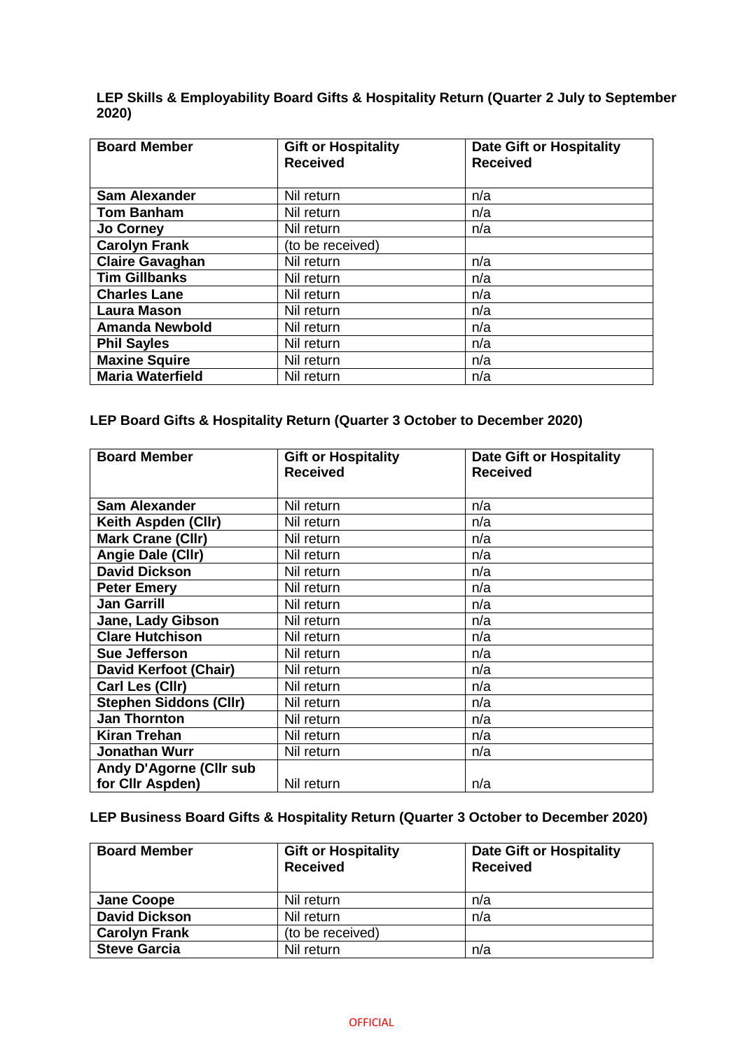**LEP Skills & Employability Board Gifts & Hospitality Return (Quarter 2 July to September 2020)**

| Board Member | Gift or Hospitality Received | Date Gift or Hospitality Received |
|---|---|---|
| **Sam Alexander** | Nil return | n/a |
| **Tom Banham** | Nil return | n/a |
| **Jo Corney** | Nil return | n/a |
| **Carolyn Frank** | (to be received) | |
| **Claire Gavaghan** | Nil return | n/a |
| **Tim Gillbanks** | Nil return | n/a |
| **Charles Lane** | Nil return | n/a |
| **Laura Mason** | Nil return | n/a |
| **Amanda Newbold** | Nil return | n/a |
| **Phil Sayles** | Nil return | n/a |
| **Maxine Squire** | Nil return | n/a |
| **Maria Waterfield** | Nil return | n/a |

**LEP Board Gifts & Hospitality Return (Quarter 3 October to December 2020)**

| Board Member | Gift or Hospitality Received | Date Gift or Hospitality Received |
|---|---|---|
| **Sam Alexander** | Nil return | n/a |
| **Keith Aspden (Cllr)** | Nil return | n/a |
| **Mark Crane (Cllr)** | Nil return | n/a |
| **Angie Dale (Cllr)** | Nil return | n/a |
| **David Dickson** | Nil return | n/a |
| **Peter Emery** | Nil return | n/a |
| **Jan Garrill** | Nil return | n/a |
| **Jane, Lady Gibson** | Nil return | n/a |
| **Clare Hutchison** | Nil return | n/a |
| **Sue Jefferson** | Nil return | n/a |
| **David Kerfoot (Chair)** | Nil return | n/a |
| **Carl Les (Cllr)** | Nil return | n/a |
| **Stephen Siddons (Cllr)** | Nil return | n/a |
| **Jan Thornton** | Nil return | n/a |
| **Kiran Trehan** | Nil return | n/a |
| **Jonathan Wurr** | Nil return | n/a |
| **Andy D'Agorne (Cllr sub for Cllr Aspden)** | Nil return | n/a |

**LEP Business Board Gifts & Hospitality Return (Quarter 3 October to December 2020)**

| Board Member | Gift or Hospitality Received | Date Gift or Hospitality Received |
|---|---|---|
| **Jane Coope** | Nil return | n/a |
| **David Dickson** | Nil return | n/a |
| **Carolyn Frank** | (to be received) | |
| **Steve Garcia** | Nil return | n/a |

OFFICIAL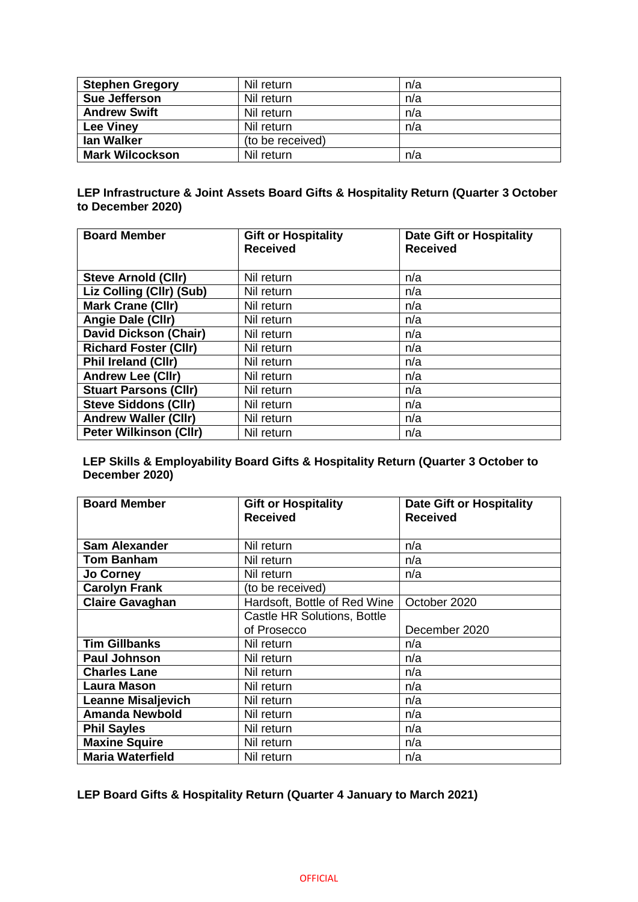| | | |
|---|---|---|
| **Stephen Gregory** | Nil return | n/a |
| **Sue Jefferson** | Nil return | n/a |
| **Andrew Swift** | Nil return | n/a |
| **Lee Viney** | Nil return | n/a |
| **Ian Walker** | (to be received) | |
| **Mark Wilcockson** | Nil return | n/a |

**LEP Infrastructure & Joint Assets Board Gifts & Hospitality Return (Quarter 3 October to December 2020)**

| Board Member | Gift or Hospitality Received | Date Gift or Hospitality Received |
|---|---|---|
| **Steve Arnold (Cllr)** | Nil return | n/a |
| **Liz Colling (Cllr) (Sub)** | Nil return | n/a |
| **Mark Crane (Cllr)** | Nil return | n/a |
| **Angie Dale (Cllr)** | Nil return | n/a |
| **David Dickson (Chair)** | Nil return | n/a |
| **Richard Foster (Cllr)** | Nil return | n/a |
| **Phil Ireland (Cllr)** | Nil return | n/a |
| **Andrew Lee (Cllr)** | Nil return | n/a |
| **Stuart Parsons (Cllr)** | Nil return | n/a |
| **Steve Siddons (Cllr)** | Nil return | n/a |
| **Andrew Waller (Cllr)** | Nil return | n/a |
| **Peter Wilkinson (Cllr)** | Nil return | n/a |

**LEP Skills & Employability Board Gifts & Hospitality Return (Quarter 3 October to December 2020)**

| Board Member | Gift or Hospitality Received | Date Gift or Hospitality Received |
|---|---|---|
| **Sam Alexander** | Nil return | n/a |
| **Tom Banham** | Nil return | n/a |
| **Jo Corney** | Nil return | n/a |
| **Carolyn Frank** | (to be received) | |
| **Claire Gavaghan** | Hardsoft, Bottle of Red Wine | October 2020 |
| | Castle HR Solutions, Bottle of Prosecco | December 2020 |
| **Tim Gillbanks** | Nil return | n/a |
| **Paul Johnson** | Nil return | n/a |
| **Charles Lane** | Nil return | n/a |
| **Laura Mason** | Nil return | n/a |
| **Leanne Misaljevich** | Nil return | n/a |
| **Amanda Newbold** | Nil return | n/a |
| **Phil Sayles** | Nil return | n/a |
| **Maxine Squire** | Nil return | n/a |
| **Maria Waterfield** | Nil return | n/a |

**LEP Board Gifts & Hospitality Return (Quarter 4 January to March 2021)**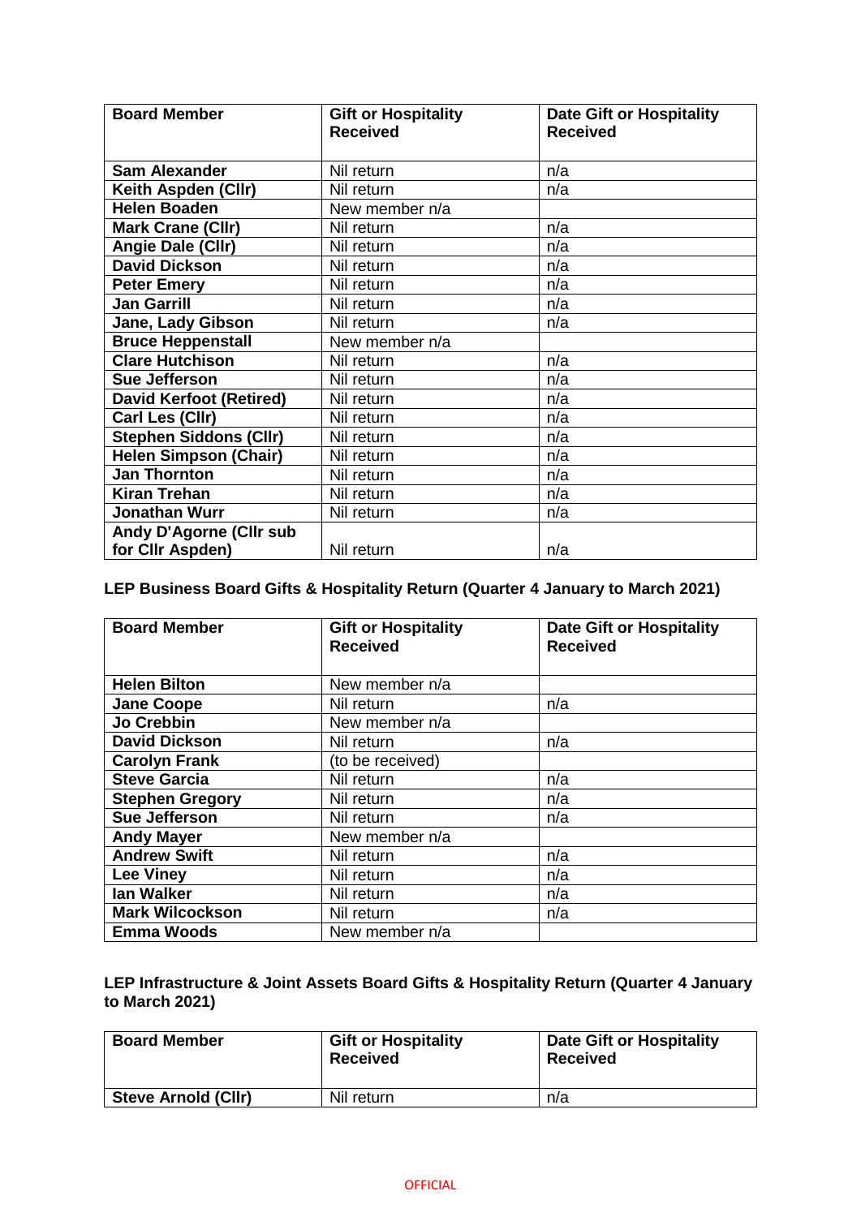| Board Member | Gift or Hospitality Received | Date Gift or Hospitality Received |
|---|---|---|
| **Sam Alexander** | Nil return | n/a |
| **Keith Aspden (Cllr)** | Nil return | n/a |
| **Helen Boaden** | New member n/a | |
| **Mark Crane (Cllr)** | Nil return | n/a |
| **Angie Dale (Cllr)** | Nil return | n/a |
| **David Dickson** | Nil return | n/a |
| **Peter Emery** | Nil return | n/a |
| **Jan Garrill** | Nil return | n/a |
| **Jane, Lady Gibson** | Nil return | n/a |
| **Bruce Heppenstall** | New member n/a | |
| **Clare Hutchison** | Nil return | n/a |
| **Sue Jefferson** | Nil return | n/a |
| **David Kerfoot (Retired)** | Nil return | n/a |
| **Carl Les (Cllr)** | Nil return | n/a |
| **Stephen Siddons (Cllr)** | Nil return | n/a |
| **Helen Simpson (Chair)** | Nil return | n/a |
| **Jan Thornton** | Nil return | n/a |
| **Kiran Trehan** | Nil return | n/a |
| **Jonathan Wurr** | Nil return | n/a |
| **Andy D'Agorne (Cllr sub for Cllr Aspden)** | Nil return | n/a |

**LEP Business Board Gifts & Hospitality Return (Quarter 4 January to March 2021)**

| Board Member | Gift or Hospitality Received | Date Gift or Hospitality Received |
|---|---|---|
| **Helen Bilton** | New member n/a | |
| **Jane Coope** | Nil return | n/a |
| **Jo Crebbin** | New member n/a | |
| **David Dickson** | Nil return | n/a |
| **Carolyn Frank** | (to be received) | |
| **Steve Garcia** | Nil return | n/a |
| **Stephen Gregory** | Nil return | n/a |
| **Sue Jefferson** | Nil return | n/a |
| **Andy Mayer** | New member n/a | |
| **Andrew Swift** | Nil return | n/a |
| **Lee Viney** | Nil return | n/a |
| **Ian Walker** | Nil return | n/a |
| **Mark Wilcockson** | Nil return | n/a |
| **Emma Woods** | New member n/a | |

**LEP Infrastructure & Joint Assets Board Gifts & Hospitality Return (Quarter 4 January to March 2021)**

| Board Member | Gift or Hospitality Received | Date Gift or Hospitality Received |
|---|---|---|
| **Steve Arnold (Cllr)** | Nil return | n/a |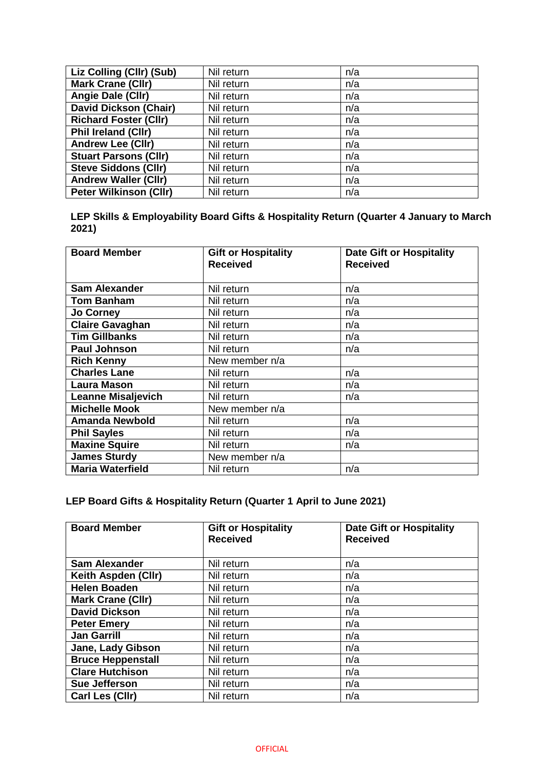| | | |
|---|---|---|
| **Liz Colling (Cllr) (Sub)** | Nil return | n/a |
| **Mark Crane (Cllr)** | Nil return | n/a |
| **Angie Dale (Cllr)** | Nil return | n/a |
| **David Dickson (Chair)** | Nil return | n/a |
| **Richard Foster (Cllr)** | Nil return | n/a |
| **Phil Ireland (Cllr)** | Nil return | n/a |
| **Andrew Lee (Cllr)** | Nil return | n/a |
| **Stuart Parsons (Cllr)** | Nil return | n/a |
| **Steve Siddons (Cllr)** | Nil return | n/a |
| **Andrew Waller (Cllr)** | Nil return | n/a |
| **Peter Wilkinson (Cllr)** | Nil return | n/a |

**LEP Skills & Employability Board Gifts & Hospitality Return (Quarter 4 January to March 2021)**

| Board Member | Gift or Hospitality Received | Date Gift or Hospitality Received |
|---|---|---|
| **Sam Alexander** | Nil return | n/a |
| **Tom Banham** | Nil return | n/a |
| **Jo Corney** | Nil return | n/a |
| **Claire Gavaghan** | Nil return | n/a |
| **Tim Gillbanks** | Nil return | n/a |
| **Paul Johnson** | Nil return | n/a |
| **Rich Kenny** | New member n/a | |
| **Charles Lane** | Nil return | n/a |
| **Laura Mason** | Nil return | n/a |
| **Leanne Misaljevich** | Nil return | n/a |
| **Michelle Mook** | New member n/a | |
| **Amanda Newbold** | Nil return | n/a |
| **Phil Sayles** | Nil return | n/a |
| **Maxine Squire** | Nil return | n/a |
| **James Sturdy** | New member n/a | |
| **Maria Waterfield** | Nil return | n/a |

**LEP Board Gifts & Hospitality Return (Quarter 1 April to June 2021)**

| Board Member | Gift or Hospitality Received | Date Gift or Hospitality Received |
|---|---|---|
| **Sam Alexander** | Nil return | n/a |
| **Keith Aspden (Cllr)** | Nil return | n/a |
| **Helen Boaden** | Nil return | n/a |
| **Mark Crane (Cllr)** | Nil return | n/a |
| **David Dickson** | Nil return | n/a |
| **Peter Emery** | Nil return | n/a |
| **Jan Garrill** | Nil return | n/a |
| **Jane, Lady Gibson** | Nil return | n/a |
| **Bruce Heppenstall** | Nil return | n/a |
| **Clare Hutchison** | Nil return | n/a |
| **Sue Jefferson** | Nil return | n/a |
| **Carl Les (Cllr)** | Nil return | n/a |

OFFICIAL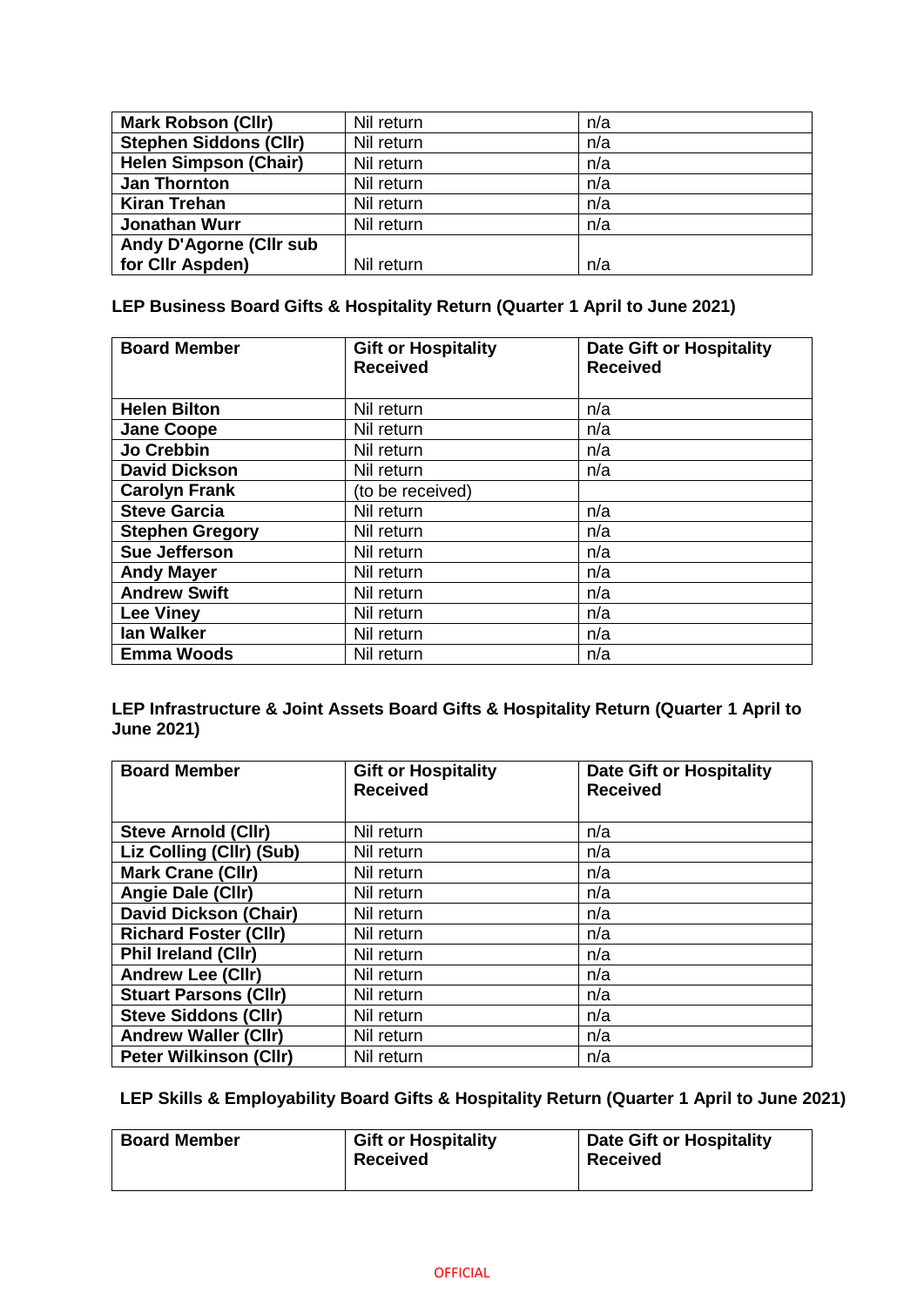| | | |
|---|---|---|
| **Mark Robson (Cllr)** | Nil return | n/a |
| **Stephen Siddons (Cllr)** | Nil return | n/a |
| **Helen Simpson (Chair)** | Nil return | n/a |
| **Jan Thornton** | Nil return | n/a |
| **Kiran Trehan** | Nil return | n/a |
| **Jonathan Wurr** | Nil return | n/a |
| **Andy D'Agorne (Cllr sub for Cllr Aspden)** | Nil return | n/a |

**LEP Business Board Gifts & Hospitality Return (Quarter 1 April to June 2021)**

| Board Member | Gift or Hospitality Received | Date Gift or Hospitality Received |
|---|---|---|
| **Helen Bilton** | Nil return | n/a |
| **Jane Coope** | Nil return | n/a |
| **Jo Crebbin** | Nil return | n/a |
| **David Dickson** | Nil return | n/a |
| **Carolyn Frank** | (to be received) | |
| **Steve Garcia** | Nil return | n/a |
| **Stephen Gregory** | Nil return | n/a |
| **Sue Jefferson** | Nil return | n/a |
| **Andy Mayer** | Nil return | n/a |
| **Andrew Swift** | Nil return | n/a |
| **Lee Viney** | Nil return | n/a |
| **Ian Walker** | Nil return | n/a |
| **Emma Woods** | Nil return | n/a |

**LEP Infrastructure & Joint Assets Board Gifts & Hospitality Return (Quarter 1 April to June 2021)**

| Board Member | Gift or Hospitality Received | Date Gift or Hospitality Received |
|---|---|---|
| **Steve Arnold (Cllr)** | Nil return | n/a |
| **Liz Colling (Cllr) (Sub)** | Nil return | n/a |
| **Mark Crane (Cllr)** | Nil return | n/a |
| **Angie Dale (Cllr)** | Nil return | n/a |
| **David Dickson (Chair)** | Nil return | n/a |
| **Richard Foster (Cllr)** | Nil return | n/a |
| **Phil Ireland (Cllr)** | Nil return | n/a |
| **Andrew Lee (Cllr)** | Nil return | n/a |
| **Stuart Parsons (Cllr)** | Nil return | n/a |
| **Steve Siddons (Cllr)** | Nil return | n/a |
| **Andrew Waller (Cllr)** | Nil return | n/a |
| **Peter Wilkinson (Cllr)** | Nil return | n/a |

**LEP Skills & Employability Board Gifts & Hospitality Return (Quarter 1 April to June 2021)**

| Board Member | Gift or Hospitality Received | Date Gift or Hospitality Received |
|---|---|---|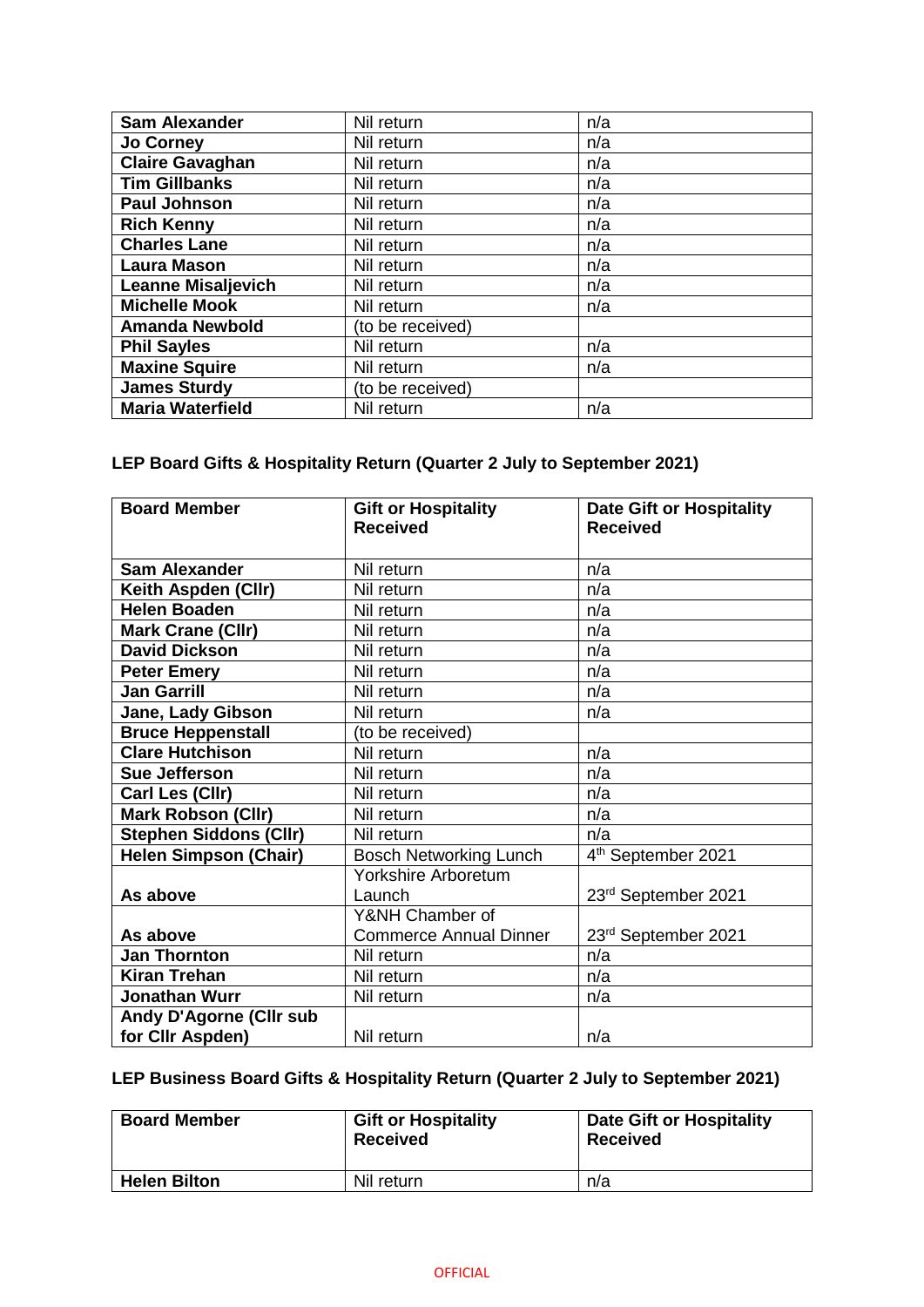| | | |
|---|---|---|
| **Sam Alexander** | Nil return | n/a |
| **Jo Corney** | Nil return | n/a |
| **Claire Gavaghan** | Nil return | n/a |
| **Tim Gillbanks** | Nil return | n/a |
| **Paul Johnson** | Nil return | n/a |
| **Rich Kenny** | Nil return | n/a |
| **Charles Lane** | Nil return | n/a |
| **Laura Mason** | Nil return | n/a |
| **Leanne Misaljevich** | Nil return | n/a |
| **Michelle Mook** | Nil return | n/a |
| **Amanda Newbold** | (to be received) | |
| **Phil Sayles** | Nil return | n/a |
| **Maxine Squire** | Nil return | n/a |
| **James Sturdy** | (to be received) | |
| **Maria Waterfield** | Nil return | n/a |

**LEP Board Gifts & Hospitality Return (Quarter 2 July to September 2021)**

| Board Member | Gift or Hospitality Received | Date Gift or Hospitality Received |
|---|---|---|
| **Sam Alexander** | Nil return | n/a |
| **Keith Aspden (Cllr)** | Nil return | n/a |
| **Helen Boaden** | Nil return | n/a |
| **Mark Crane (Cllr)** | Nil return | n/a |
| **David Dickson** | Nil return | n/a |
| **Peter Emery** | Nil return | n/a |
| **Jan Garrill** | Nil return | n/a |
| **Jane, Lady Gibson** | Nil return | n/a |
| **Bruce Heppenstall** | (to be received) | |
| **Clare Hutchison** | Nil return | n/a |
| **Sue Jefferson** | Nil return | n/a |
| **Carl Les (Cllr)** | Nil return | n/a |
| **Mark Robson (Cllr)** | Nil return | n/a |
| **Stephen Siddons (Cllr)** | Nil return | n/a |
| **Helen Simpson (Chair)** | Bosch Networking Lunch | 4th September 2021 |
| **As above** | Yorkshire Arboretum Launch | 23rd September 2021 |
| **As above** | Y&NH Chamber of Commerce Annual Dinner | 23rd September 2021 |
| **Jan Thornton** | Nil return | n/a |
| **Kiran Trehan** | Nil return | n/a |
| **Jonathan Wurr** | Nil return | n/a |
| **Andy D'Agorne (Cllr sub for Cllr Aspden)** | Nil return | n/a |

**LEP Business Board Gifts & Hospitality Return (Quarter 2 July to September 2021)**

| Board Member | Gift or Hospitality Received | Date Gift or Hospitality Received |
|---|---|---|
| **Helen Bilton** | Nil return | n/a |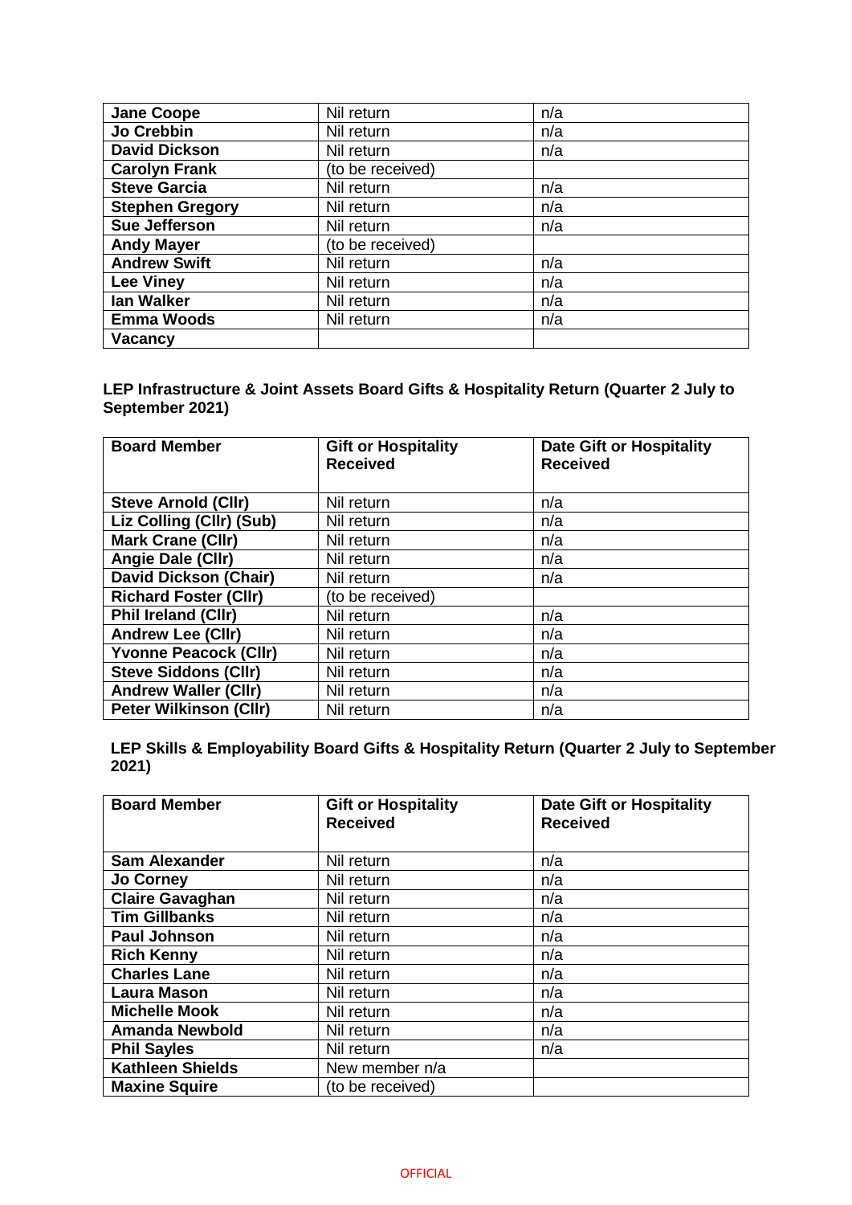| | | |
|---|---|---|
| **Jane Coope** | Nil return | n/a |
| **Jo Crebbin** | Nil return | n/a |
| **David Dickson** | Nil return | n/a |
| **Carolyn Frank** | (to be received) | |
| **Steve Garcia** | Nil return | n/a |
| **Stephen Gregory** | Nil return | n/a |
| **Sue Jefferson** | Nil return | n/a |
| **Andy Mayer** | (to be received) | |
| **Andrew Swift** | Nil return | n/a |
| **Lee Viney** | Nil return | n/a |
| **Ian Walker** | Nil return | n/a |
| **Emma Woods** | Nil return | n/a |
| **Vacancy** | | |

**LEP Infrastructure & Joint Assets Board Gifts & Hospitality Return (Quarter 2 July to September 2021)**

| Board Member | Gift or Hospitality Received | Date Gift or Hospitality Received |
|---|---|---|
| **Steve Arnold (Cllr)** | Nil return | n/a |
| **Liz Colling (Cllr) (Sub)** | Nil return | n/a |
| **Mark Crane (Cllr)** | Nil return | n/a |
| **Angie Dale (Cllr)** | Nil return | n/a |
| **David Dickson (Chair)** | Nil return | n/a |
| **Richard Foster (Cllr)** | (to be received) | |
| **Phil Ireland (Cllr)** | Nil return | n/a |
| **Andrew Lee (Cllr)** | Nil return | n/a |
| **Yvonne Peacock (Cllr)** | Nil return | n/a |
| **Steve Siddons (Cllr)** | Nil return | n/a |
| **Andrew Waller (Cllr)** | Nil return | n/a |
| **Peter Wilkinson (Cllr)** | Nil return | n/a |

**LEP Skills & Employability Board Gifts & Hospitality Return (Quarter 2 July to September 2021)**

| Board Member | Gift or Hospitality Received | Date Gift or Hospitality Received |
|---|---|---|
| **Sam Alexander** | Nil return | n/a |
| **Jo Corney** | Nil return | n/a |
| **Claire Gavaghan** | Nil return | n/a |
| **Tim Gillbanks** | Nil return | n/a |
| **Paul Johnson** | Nil return | n/a |
| **Rich Kenny** | Nil return | n/a |
| **Charles Lane** | Nil return | n/a |
| **Laura Mason** | Nil return | n/a |
| **Michelle Mook** | Nil return | n/a |
| **Amanda Newbold** | Nil return | n/a |
| **Phil Sayles** | Nil return | n/a |
| **Kathleen Shields** | New member n/a | |
| **Maxine Squire** | (to be received) | |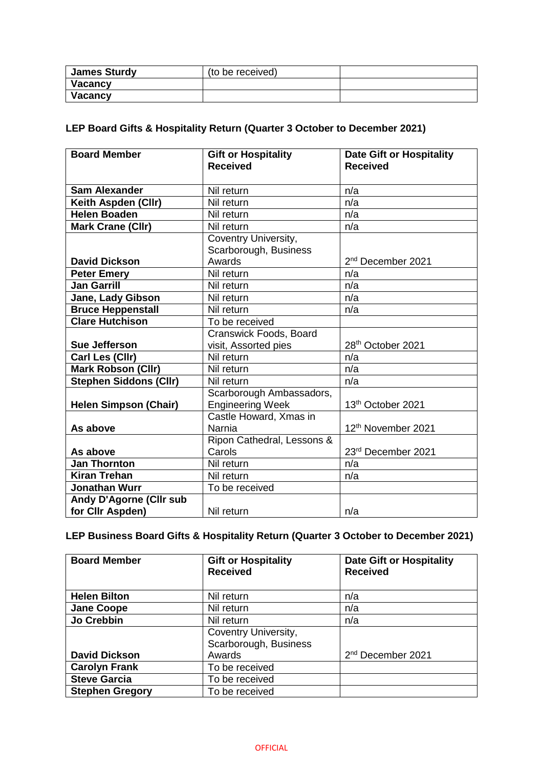| | | |
|---|---|---|
| **James Sturdy** | (to be received) | |
| **Vacancy** | | |
| **Vacancy** | | |

**LEP Board Gifts & Hospitality Return (Quarter 3 October to December 2021)**

| Board Member | Gift or Hospitality Received | Date Gift or Hospitality Received |
|---|---|---|
| **Sam Alexander** | Nil return | n/a |
| **Keith Aspden (Cllr)** | Nil return | n/a |
| **Helen Boaden** | Nil return | n/a |
| **Mark Crane (Cllr)** | Nil return | n/a |
| **David Dickson** | Coventry University, Scarborough, Business Awards | 2nd December 2021 |
| **Peter Emery** | Nil return | n/a |
| **Jan Garrill** | Nil return | n/a |
| **Jane, Lady Gibson** | Nil return | n/a |
| **Bruce Heppenstall** | Nil return | n/a |
| **Clare Hutchison** | To be received | |
| **Sue Jefferson** | Cranswick Foods, Board visit, Assorted pies | 28th October 2021 |
| **Carl Les (Cllr)** | Nil return | n/a |
| **Mark Robson (Cllr)** | Nil return | n/a |
| **Stephen Siddons (Cllr)** | Nil return | n/a |
| **Helen Simpson (Chair)** | Scarborough Ambassadors, Engineering Week | 13th October 2021 |
| **As above** | Castle Howard, Xmas in Narnia | 12th November 2021 |
| **As above** | Ripon Cathedral, Lessons & Carols | 23rd December 2021 |
| **Jan Thornton** | Nil return | n/a |
| **Kiran Trehan** | Nil return | n/a |
| **Jonathan Wurr** | To be received | |
| **Andy D'Agorne (Cllr sub for Cllr Aspden)** | Nil return | n/a |

**LEP Business Board Gifts & Hospitality Return (Quarter 3 October to December 2021)**

| Board Member | Gift or Hospitality Received | Date Gift or Hospitality Received |
|---|---|---|
| **Helen Bilton** | Nil return | n/a |
| **Jane Coope** | Nil return | n/a |
| **Jo Crebbin** | Nil return | n/a |
| **David Dickson** | Coventry University, Scarborough, Business Awards | 2nd December 2021 |
| **Carolyn Frank** | To be received | |
| **Steve Garcia** | To be received | |
| **Stephen Gregory** | To be received | |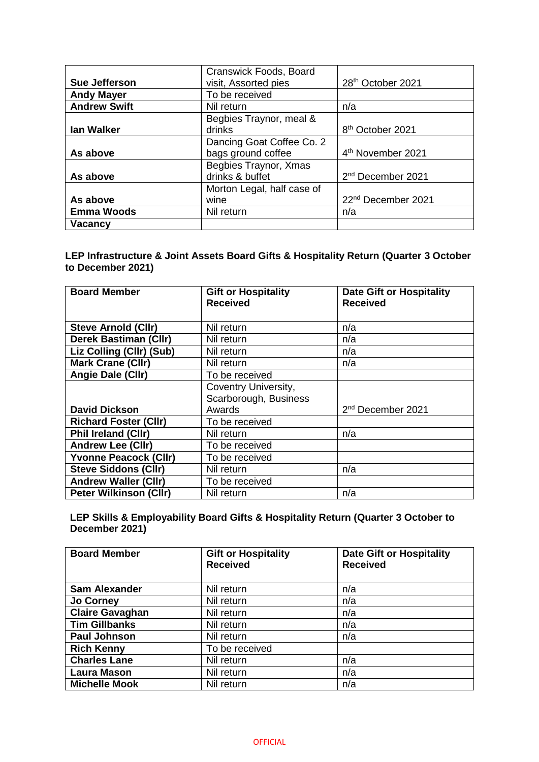| | | |
|---|---|---|
| **Sue Jefferson** | Cranswick Foods, Board visit, Assorted pies | 28th October 2021 |
| **Andy Mayer** | To be received | |
| **Andrew Swift** | Nil return | n/a |
| **Ian Walker** | Begbies Traynor, meal & drinks | 8th October 2021 |
| **As above** | Dancing Goat Coffee Co. 2 bags ground coffee | 4th November 2021 |
| **As above** | Begbies Traynor, Xmas drinks & buffet | 2nd December 2021 |
| **As above** | Morton Legal, half case of wine | 22nd December 2021 |
| **Emma Woods** | Nil return | n/a |
| **Vacancy** | | |

**LEP Infrastructure & Joint Assets Board Gifts & Hospitality Return (Quarter 3 October to December 2021)**

| Board Member | Gift or Hospitality Received | Date Gift or Hospitality Received |
|---|---|---|
| **Steve Arnold (Cllr)** | Nil return | n/a |
| **Derek Bastiman (Cllr)** | Nil return | n/a |
| **Liz Colling (Cllr) (Sub)** | Nil return | n/a |
| **Mark Crane (Cllr)** | Nil return | n/a |
| **Angie Dale (Cllr)** | To be received | |
| **David Dickson** | Coventry University, Scarborough, Business Awards | 2nd December 2021 |
| **Richard Foster (Cllr)** | To be received | |
| **Phil Ireland (Cllr)** | Nil return | n/a |
| **Andrew Lee (Cllr)** | To be received | |
| **Yvonne Peacock (Cllr)** | To be received | |
| **Steve Siddons (Cllr)** | Nil return | n/a |
| **Andrew Waller (Cllr)** | To be received | |
| **Peter Wilkinson (Cllr)** | Nil return | n/a |

**LEP Skills & Employability Board Gifts & Hospitality Return (Quarter 3 October to December 2021)**

| Board Member | Gift or Hospitality Received | Date Gift or Hospitality Received |
|---|---|---|
| **Sam Alexander** | Nil return | n/a |
| **Jo Corney** | Nil return | n/a |
| **Claire Gavaghan** | Nil return | n/a |
| **Tim Gillbanks** | Nil return | n/a |
| **Paul Johnson** | Nil return | n/a |
| **Rich Kenny** | To be received | |
| **Charles Lane** | Nil return | n/a |
| **Laura Mason** | Nil return | n/a |
| **Michelle Mook** | Nil return | n/a |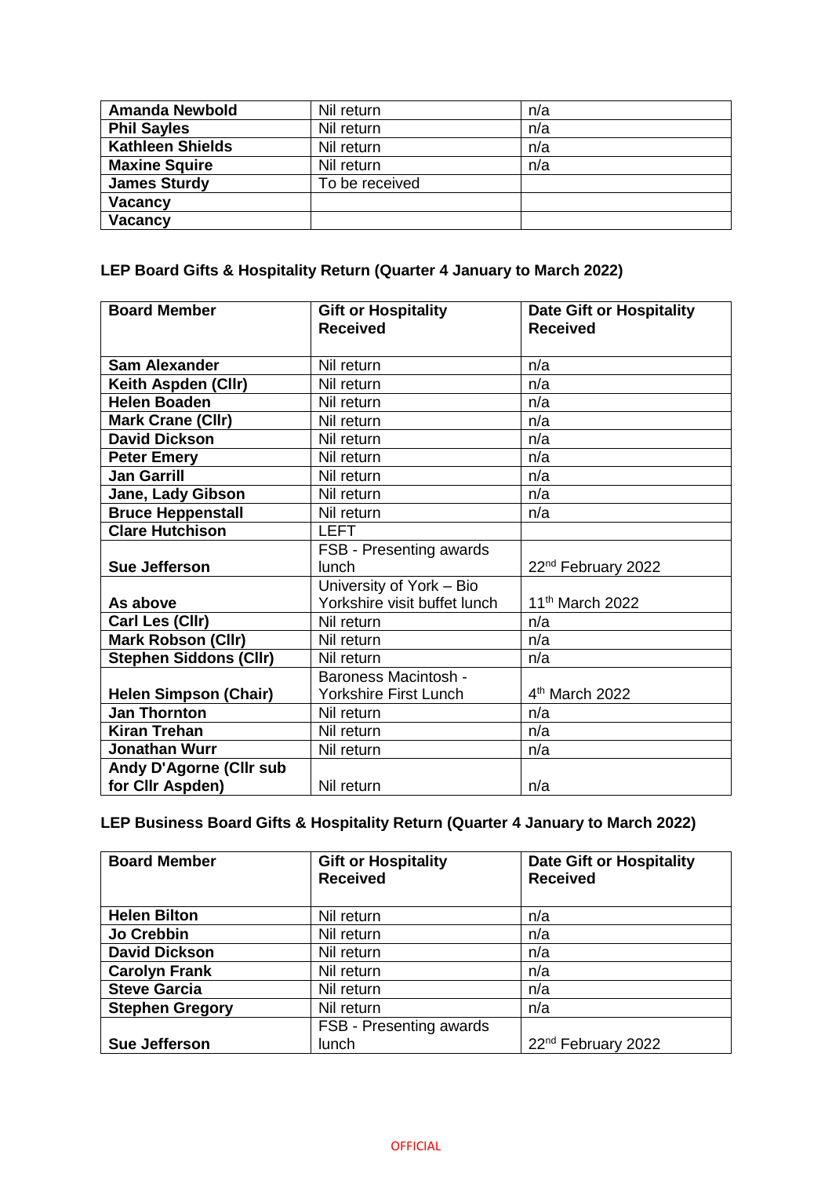| | | |
|---|---|---|
| **Amanda Newbold** | Nil return | n/a |
| **Phil Sayles** | Nil return | n/a |
| **Kathleen Shields** | Nil return | n/a |
| **Maxine Squire** | Nil return | n/a |
| **James Sturdy** | To be received | |
| **Vacancy** | | |
| **Vacancy** | | |

**LEP Board Gifts & Hospitality Return (Quarter 4 January to March 2022)**

| Board Member | Gift or Hospitality Received | Date Gift or Hospitality Received |
|---|---|---|
| **Sam Alexander** | Nil return | n/a |
| **Keith Aspden (Cllr)** | Nil return | n/a |
| **Helen Boaden** | Nil return | n/a |
| **Mark Crane (Cllr)** | Nil return | n/a |
| **David Dickson** | Nil return | n/a |
| **Peter Emery** | Nil return | n/a |
| **Jan Garrill** | Nil return | n/a |
| **Jane, Lady Gibson** | Nil return | n/a |
| **Bruce Heppenstall** | Nil return | n/a |
| **Clare Hutchison** | LEFT | |
| **Sue Jefferson** | FSB - Presenting awards lunch | 22nd February 2022 |
| **As above** | University of York – Bio Yorkshire visit buffet lunch | 11th March 2022 |
| **Carl Les (Cllr)** | Nil return | n/a |
| **Mark Robson (Cllr)** | Nil return | n/a |
| **Stephen Siddons (Cllr)** | Nil return | n/a |
| **Helen Simpson (Chair)** | Baroness Macintosh - Yorkshire First Lunch | 4th March 2022 |
| **Jan Thornton** | Nil return | n/a |
| **Kiran Trehan** | Nil return | n/a |
| **Jonathan Wurr** | Nil return | n/a |
| **Andy D'Agorne (Cllr sub for Cllr Aspden)** | Nil return | n/a |

**LEP Business Board Gifts & Hospitality Return (Quarter 4 January to March 2022)**

| Board Member | Gift or Hospitality Received | Date Gift or Hospitality Received |
|---|---|---|
| **Helen Bilton** | Nil return | n/a |
| **Jo Crebbin** | Nil return | n/a |
| **David Dickson** | Nil return | n/a |
| **Carolyn Frank** | Nil return | n/a |
| **Steve Garcia** | Nil return | n/a |
| **Stephen Gregory** | Nil return | n/a |
| **Sue Jefferson** | FSB - Presenting awards lunch | 22nd February 2022 |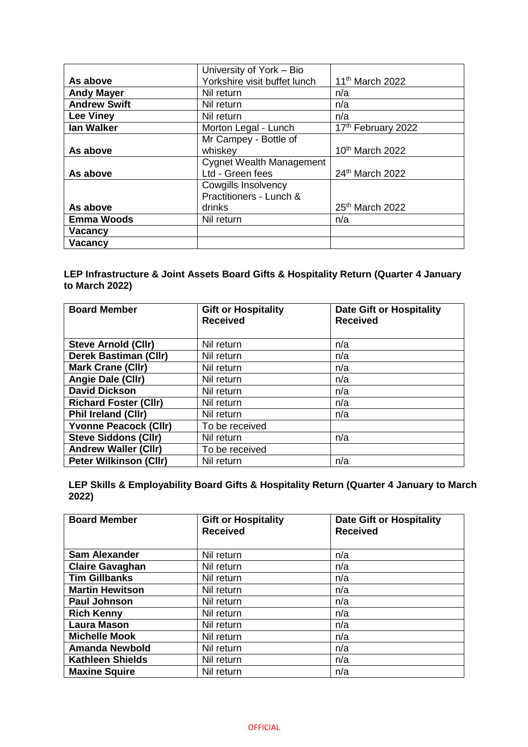| | | |
|---|---|---|
| **As above** | University of York – Bio Yorkshire visit buffet lunch | 11th March 2022 |
| **Andy Mayer** | Nil return | n/a |
| **Andrew Swift** | Nil return | n/a |
| **Lee Viney** | Nil return | n/a |
| **Ian Walker** | Morton Legal - Lunch | 17th February 2022 |
| **As above** | Mr Campey - Bottle of whiskey | 10th March 2022 |
| **As above** | Cygnet Wealth Management Ltd - Green fees | 24th March 2022 |
| **As above** | Cowgills Insolvency Practitioners - Lunch & drinks | 25th March 2022 |
| **Emma Woods** | Nil return | n/a |
| **Vacancy** | | |
| **Vacancy** | | |

**LEP Infrastructure & Joint Assets Board Gifts & Hospitality Return (Quarter 4 January to March 2022)**

| Board Member | Gift or Hospitality Received | Date Gift or Hospitality Received |
|---|---|---|
| **Steve Arnold (Cllr)** | Nil return | n/a |
| **Derek Bastiman (Cllr)** | Nil return | n/a |
| **Mark Crane (Cllr)** | Nil return | n/a |
| **Angie Dale (Cllr)** | Nil return | n/a |
| **David Dickson** | Nil return | n/a |
| **Richard Foster (Cllr)** | Nil return | n/a |
| **Phil Ireland (Cllr)** | Nil return | n/a |
| **Yvonne Peacock (Cllr)** | To be received | |
| **Steve Siddons (Cllr)** | Nil return | n/a |
| **Andrew Waller (Cllr)** | To be received | |
| **Peter Wilkinson (Cllr)** | Nil return | n/a |

**LEP Skills & Employability Board Gifts & Hospitality Return (Quarter 4 January to March 2022)**

| Board Member | Gift or Hospitality Received | Date Gift or Hospitality Received |
|---|---|---|
| **Sam Alexander** | Nil return | n/a |
| **Claire Gavaghan** | Nil return | n/a |
| **Tim Gillbanks** | Nil return | n/a |
| **Martin Hewitson** | Nil return | n/a |
| **Paul Johnson** | Nil return | n/a |
| **Rich Kenny** | Nil return | n/a |
| **Laura Mason** | Nil return | n/a |
| **Michelle Mook** | Nil return | n/a |
| **Amanda Newbold** | Nil return | n/a |
| **Kathleen Shields** | Nil return | n/a |
| **Maxine Squire** | Nil return | n/a |

OFFICIAL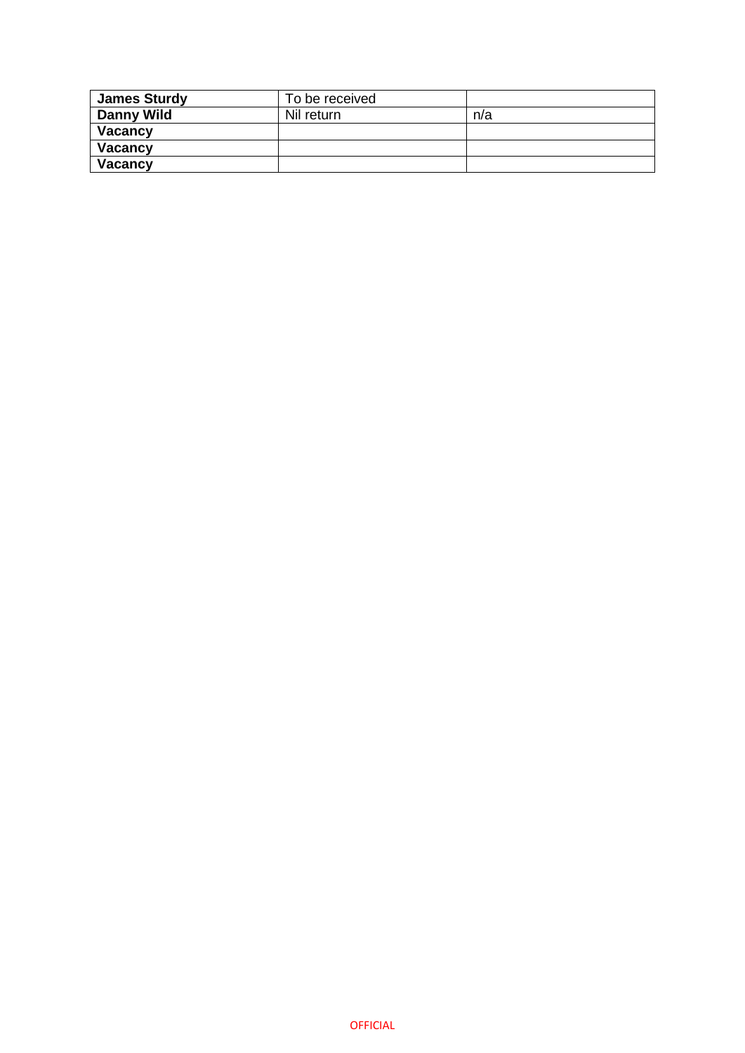| | | |
|---|---|---|
| **James Sturdy** | To be received | |
| **Danny Wild** | Nil return | n/a |
| **Vacancy** | | |
| **Vacancy** | | |
| **Vacancy** | | |